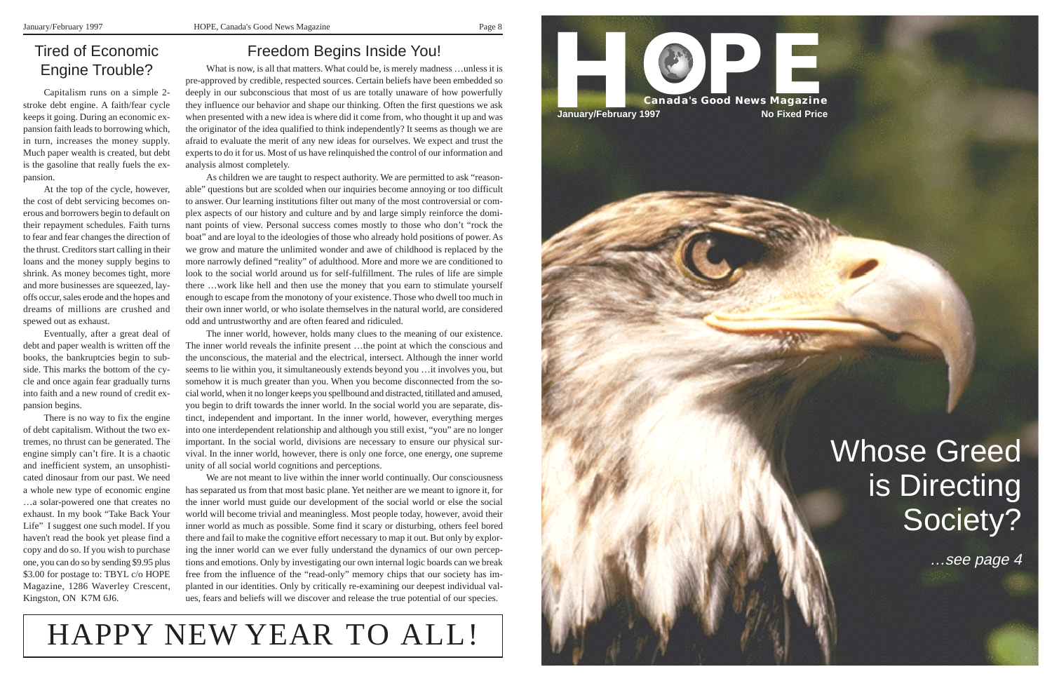## Tired of Economic Engine Trouble?

Capitalism runs on a simple 2-stroke debt engine. A faith/fear cycle keeps it going. During an economic expansion faith leads to borrowing which, in turn, increases the money supply. Much paper wealth is created, but debt is the gasoline that really fuels the expansion.

At the top of the cycle, however, the cost of debt servicing becomes onerous and borrowers begin to default on their repayment schedules. Faith turns to fear and fear changes the direction of the thrust. Creditors start calling in their loans and the money supply begins to shrink. As money becomes tight, more and more businesses are squeezed, layoffs occur, sales erode and the hopes and dreams of millions are crushed and spewed out as exhaust.

Eventually, after a great deal of debt and paper wealth is written off the books, the bankruptcies begin to subside. This marks the bottom of the cycle and once again fear gradually turns into faith and a new round of credit expansion begins.

There is no way to fix the engine of debt capitalism. Without the two extremes, no thrust can be generated. The engine simply can't fire. It is a chaotic and inefficient system, an unsophisticated dinosaur from our past. We need a whole new type of economic engine …a solar-powered one that creates no exhaust. In my book "Take Back Your Life" I suggest one such model. If you haven't read the book yet please find a copy and do so. If you wish to purchase one, you can do so by sending $9.95 plus $3.00 for postage to: TBYL c/o HOPE Magazine, 1286 Waverley Crescent, Kingston, ON K7M 6J6.

## Freedom Begins Inside You!

What is now, is all that matters. What could be, is merely madness …unless it is pre-approved by credible, respected sources. Certain beliefs have been embedded so deeply in our subconscious that most of us are totally unaware of how powerfully they influence our behavior and shape our thinking. Often the first questions we ask when presented with a new idea is where did it come from, who thought it up and was the originator of the idea qualified to think independently? It seems as though we are afraid to evaluate the merit of any new ideas for ourselves. We expect and trust the experts to do it for us. Most of us have relinquished the control of our information and analysis almost completely.

As children we are taught to respect authority. We are permitted to ask "reasonable" questions but are scolded when our inquiries become annoying or too difficult to answer. Our learning institutions filter out many of the most controversial or complex aspects of our history and culture and by and large simply reinforce the dominant points of view. Personal success comes mostly to those who don't "rock the boat" and are loyal to the ideologies of those who already hold positions of power. As we grow and mature the unlimited wonder and awe of childhood is replaced by the more narrowly defined "reality" of adulthood. More and more we are conditioned to look to the social world around us for self-fulfillment. The rules of life are simple there …work like hell and then use the money that you earn to stimulate yourself enough to escape from the monotony of your existence. Those who dwell too much in their own inner world, or who isolate themselves in the natural world, are considered odd and untrustworthy and are often feared and ridiculed.

The inner world, however, holds many clues to the meaning of our existence. The inner world reveals the infinite present …the point at which the conscious and the unconscious, the material and the electrical, intersect. Although the inner world seems to lie within you, it simultaneously extends beyond you …it involves you, but somehow it is much greater than you. When you become disconnected from the social world, when it no longer keeps you spellbound and distracted, titillated and amused, you begin to drift towards the inner world. In the social world you are separate, distinct, independent and important. In the inner world, however, everything merges into an interdependent relationship and although you still exist, "you" are no longer important. In the social world, divisions are necessary to ensure our physical survival. In the inner world, however, there is only one force, one energy, one supreme unity of all social world cognitions and perceptions.

We are not meant to live within the inner world continually. Our consciousness has separated us from that most basic plane. Yet neither are we meant to ignore it, for the inner world must guide our development of the social world or else the social world will become trivial and meaningless. Most people today, however, avoid their inner world as much as possible. Some find it scary or disturbing, others feel bored there and fail to make the cognitive effort necessary to map it out. But only by exploring the inner world can we ever fully understand the dynamics of our own perceptions and emotions. Only by investigating our own internal logic boards can we break free from the influence of the "read-only" memory chips that our society has implanted in our identities. Only by critically re-examining our deepest individual values, fears and beliefs will we discover and release the true potential of our species.

# HAPPY NEW YEAR TO ALL!

# HOPE

**Canada's Good News Magazine**

**January/February 1997** **No Fixed Price**

## Whose Greed is Directing Society?

*…see page 4*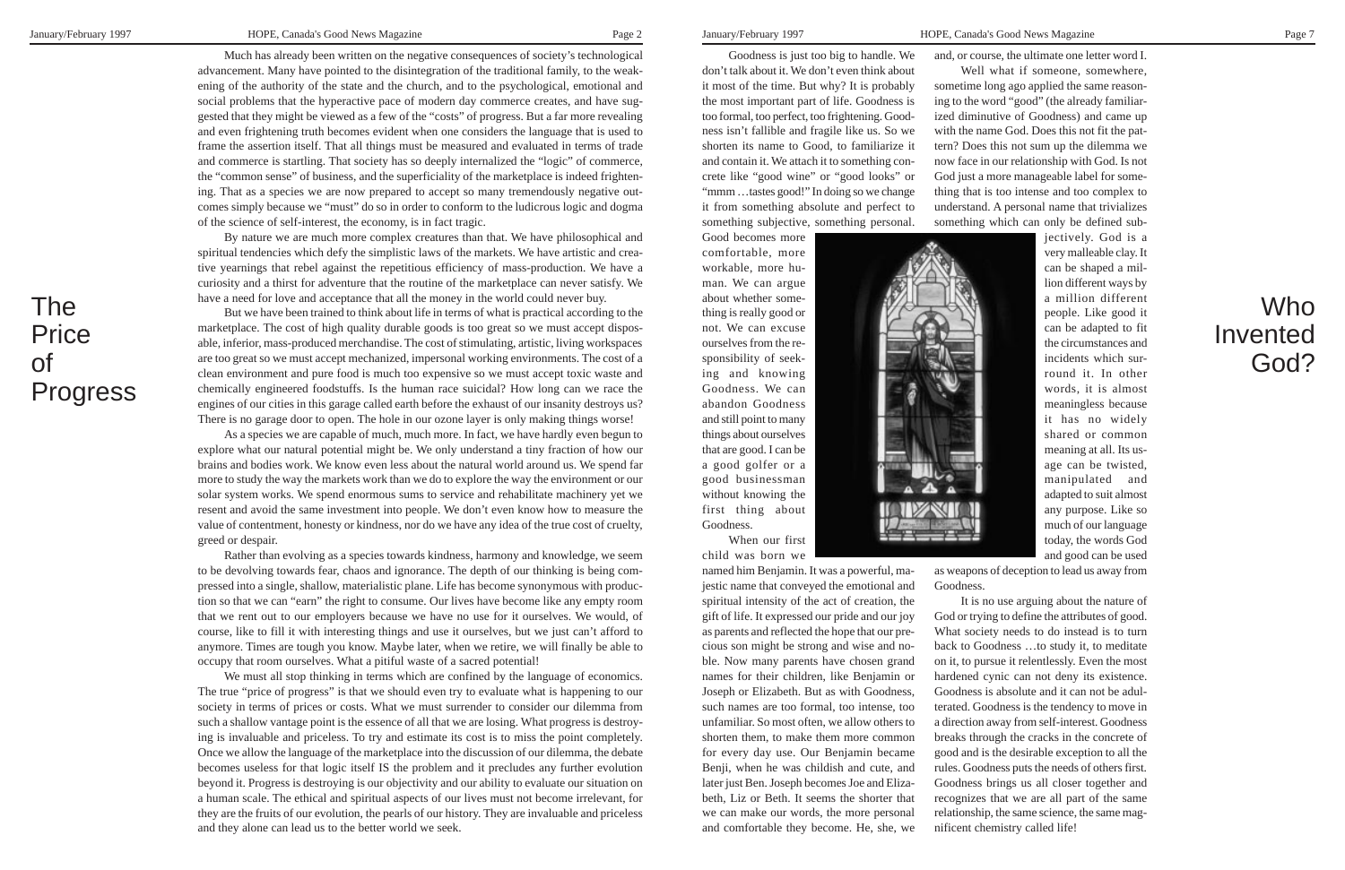# The Price of Progress

Much has already been written on the negative consequences of society's technological advancement. Many have pointed to the disintegration of the traditional family, to the weakening of the authority of the state and the church, and to the psychological, emotional and social problems that the hyperactive pace of modern day commerce creates, and have suggested that they might be viewed as a few of the "costs" of progress. But a far more revealing and even frightening truth becomes evident when one considers the language that is used to frame the assertion itself. That all things must be measured and evaluated in terms of trade and commerce is startling. That society has so deeply internalized the "logic" of commerce, the "common sense" of business, and the superficiality of the marketplace is indeed frightening. That as a species we are now prepared to accept so many tremendously negative outcomes simply because we "must" do so in order to conform to the ludicrous logic and dogma of the science of self-interest, the economy, is in fact tragic.

By nature we are much more complex creatures than that. We have philosophical and spiritual tendencies which defy the simplistic laws of the markets. We have artistic and creative yearnings that rebel against the repetitious efficiency of mass-production. We have a curiosity and a thirst for adventure that the routine of the marketplace can never satisfy. We have a need for love and acceptance that all the money in the world could never buy.

But we have been trained to think about life in terms of what is practical according to the marketplace. The cost of high quality durable goods is too great so we must accept disposable, inferior, mass-produced merchandise. The cost of stimulating, artistic, living workspaces are too great so we must accept mechanized, impersonal working environments. The cost of a clean environment and pure food is much too expensive so we must accept toxic waste and chemically engineered foodstuffs. Is the human race suicidal? How long can we race the engines of our cities in this garage called earth before the exhaust of our insanity destroys us? There is no garage door to open. The hole in our ozone layer is only making things worse!

As a species we are capable of much, much more. In fact, we have hardly even begun to explore what our natural potential might be. We only understand a tiny fraction of how our brains and bodies work. We know even less about the natural world around us. We spend far more to study the way the markets work than we do to explore the way the environment or our solar system works. We spend enormous sums to service and rehabilitate machinery yet we resent and avoid the same investment into people. We don't even know how to measure the value of contentment, honesty or kindness, nor do we have any idea of the true cost of cruelty, greed or despair.

Rather than evolving as a species towards kindness, harmony and knowledge, we seem to be devolving towards fear, chaos and ignorance. The depth of our thinking is being compressed into a single, shallow, materialistic plane. Life has become synonymous with production so that we can "earn" the right to consume. Our lives have become like any empty room that we rent out to our employers because we have no use for it ourselves. We would, of course, like to fill it with interesting things and use it ourselves, but we just can't afford to anymore. Times are tough you know. Maybe later, when we retire, we will finally be able to occupy that room ourselves. What a pitiful waste of a sacred potential!

We must all stop thinking in terms which are confined by the language of economics. The true "price of progress" is that we should even try to evaluate what is happening to our society in terms of prices or costs. What we must surrender to consider our dilemma from such a shallow vantage point is the essence of all that we are losing. What progress is destroying is invaluable and priceless. To try and estimate its cost is to miss the point completely. Once we allow the language of the marketplace into the discussion of our dilemma, the debate becomes useless for that logic itself IS the problem and it precludes any further evolution beyond it. Progress is destroying is our objectivity and our ability to evaluate our situation on a human scale. The ethical and spiritual aspects of our lives must not become irrelevant, for they are the fruits of our evolution, the pearls of our history. They are invaluable and priceless and they alone can lead us to the better world we seek.

# Who Invented God?

Goodness is just too big to handle. We don't talk about it. We don't even think about it most of the time. But why? It is probably the most important part of life. Goodness is too formal, too perfect, too frightening. Goodness isn't fallible and fragile like us. So we shorten its name to Good, to familiarize it and contain it. We attach it to something concrete like "good wine" or "good looks" or "mmm …tastes good!" In doing so we change it from something absolute and perfect to something subjective, something personal. Good becomes more comfortable, more workable, more human. We can argue about whether something is really good or not. We can excuse ourselves from the responsibility of seeking and knowing Goodness. We can abandon Goodness and still point to many things about ourselves that are good. I can be a good golfer or a good businessman without knowing the first thing about Goodness.

When our first child was born we named him Benjamin. It was a powerful, majestic name that conveyed the emotional and spiritual intensity of the act of creation, the gift of life. It expressed our pride and our joy as parents and reflected the hope that our precious son might be strong and wise and noble. Now many parents have chosen grand names for their children, like Benjamin or Joseph or Elizabeth. But as with Goodness, such names are too formal, too intense, too unfamiliar. So most often, we allow others to shorten them, to make them more common for every day use. Our Benjamin became Benji, when he was childish and cute, and later just Ben. Joseph becomes Joe and Elizabeth, Liz or Beth. It seems the shorter that we can make our words, the more personal and comfortable they become. He, she, we and, or course, the ultimate one letter word I.

Well what if someone, somewhere, sometime long ago applied the same reasoning to the word "good" (the already familiarized diminutive of Goodness) and came up with the name God. Does this not fit the pattern? Does this not sum up the dilemma we now face in our relationship with God. Is not God just a more manageable label for something that is too intense and too complex to understand. A personal name that trivializes something which can only be defined subjectively. God is a very malleable clay. It can be shaped a million different ways by a million different people. Like good it can be adapted to fit the circumstances and incidents which surround it. In other words, it is almost meaningless because it has no widely shared or common meaning at all. Its usage can be twisted, manipulated and adapted to suit almost any purpose. Like so much of our language today, the words God and good can be used as weapons of deception to lead us away from Goodness.

It is no use arguing about the nature of God or trying to define the attributes of good. What society needs to do instead is to turn back to Goodness …to study it, to meditate on it, to pursue it relentlessly. Even the most hardened cynic can not deny its existence. Goodness is absolute and it can not be adulterated. Goodness is the tendency to move in a direction away from self-interest. Goodness breaks through the cracks in the concrete of good and is the desirable exception to all the rules. Goodness puts the needs of others first. Goodness brings us all closer together and recognizes that we are all part of the same relationship, the same science, the same magnificent chemistry called life!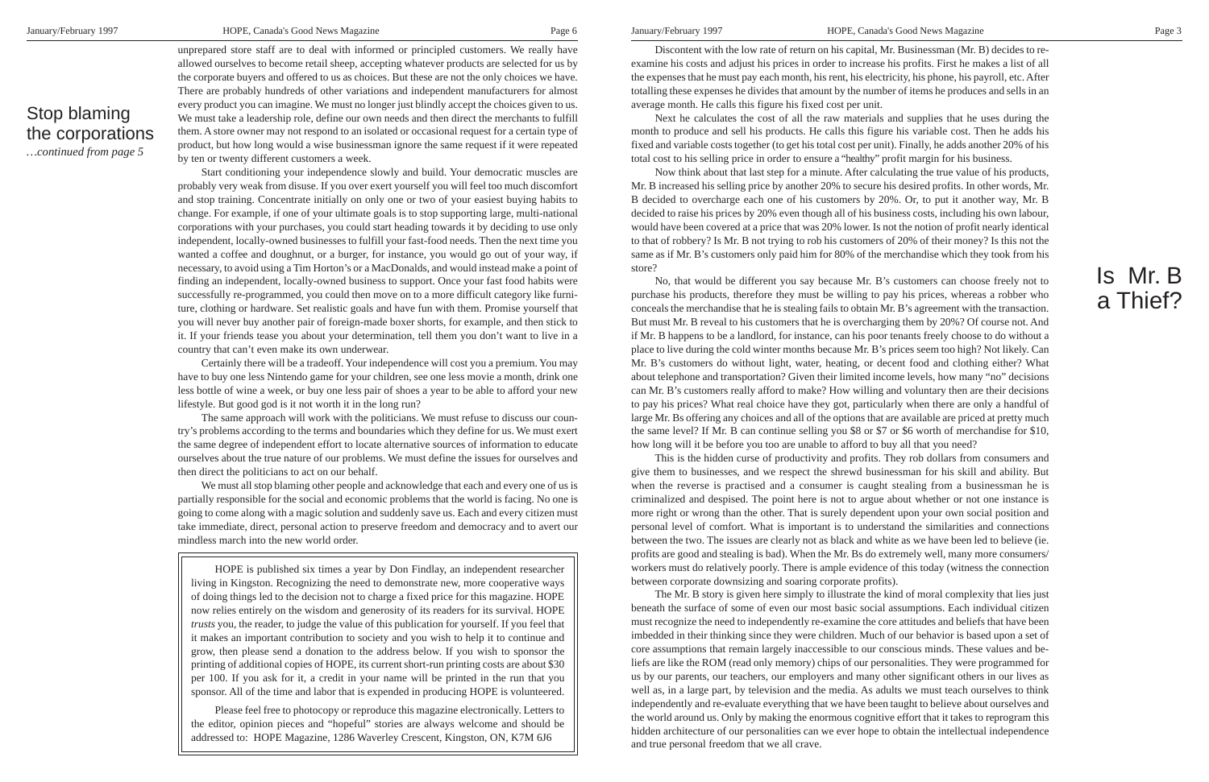## Stop blaming the corporations

*…continued from page 5*

unprepared store staff are to deal with informed or principled customers. We really have allowed ourselves to become retail sheep, accepting whatever products are selected for us by the corporate buyers and offered to us as choices. But these are not the only choices we have. There are probably hundreds of other variations and independent manufacturers for almost every product you can imagine. We must no longer just blindly accept the choices given to us. We must take a leadership role, define our own needs and then direct the merchants to fulfill them. A store owner may not respond to an isolated or occasional request for a certain type of product, but how long would a wise businessman ignore the same request if it were repeated by ten or twenty different customers a week.

Start conditioning your independence slowly and build. Your democratic muscles are probably very weak from disuse. If you over exert yourself you will feel too much discomfort and stop training. Concentrate initially on only one or two of your easiest buying habits to change. For example, if one of your ultimate goals is to stop supporting large, multi-national corporations with your purchases, you could start heading towards it by deciding to use only independent, locally-owned businesses to fulfill your fast-food needs. Then the next time you wanted a coffee and doughnut, or a burger, for instance, you would go out of your way, if necessary, to avoid using a Tim Horton's or a MacDonalds, and would instead make a point of finding an independent, locally-owned business to support. Once your fast food habits were successfully re-programmed, you could then move on to a more difficult category like furniture, clothing or hardware. Set realistic goals and have fun with them. Promise yourself that you will never buy another pair of foreign-made boxer shorts, for example, and then stick to it. If your friends tease you about your determination, tell them you don't want to live in a country that can't even make its own underwear.

Certainly there will be a tradeoff. Your independence will cost you a premium. You may have to buy one less Nintendo game for your children, see one less movie a month, drink one less bottle of wine a week, or buy one less pair of shoes a year to be able to afford your new lifestyle. But good god is it not worth it in the long run?

The same approach will work with the politicians. We must refuse to discuss our country's problems according to the terms and boundaries which they define for us. We must exert the same degree of independent effort to locate alternative sources of information to educate ourselves about the true nature of our problems. We must define the issues for ourselves and then direct the politicians to act on our behalf.

We must all stop blaming other people and acknowledge that each and every one of us is partially responsible for the social and economic problems that the world is facing. No one is going to come along with a magic solution and suddenly save us. Each and every citizen must take immediate, direct, personal action to preserve freedom and democracy and to avert our mindless march into the new world order.

> HOPE is published six times a year by Don Findlay, an independent researcher living in Kingston. Recognizing the need to demonstrate new, more cooperative ways of doing things led to the decision not to charge a fixed price for this magazine. HOPE now relies entirely on the wisdom and generosity of its readers for its survival. HOPE *trusts* you, the reader, to judge the value of this publication for yourself. If you feel that it makes an important contribution to society and you wish to help it to continue and grow, then please send a donation to the address below. If you wish to sponsor the printing of additional copies of HOPE, its current short-run printing costs are about $30 per 100. If you ask for it, a credit in your name will be printed in the run that you sponsor. All of the time and labor that is expended in producing HOPE is volunteered.
>
> Please feel free to photocopy or reproduce this magazine electronically. Letters to the editor, opinion pieces and "hopeful" stories are always welcome and should be addressed to: HOPE Magazine, 1286 Waverley Crescent, Kingston, ON, K7M 6J6

## Is Mr. B a Thief?

Discontent with the low rate of return on his capital, Mr. Businessman (Mr. B) decides to re-examine his costs and adjust his prices in order to increase his profits. First he makes a list of all the expenses that he must pay each month, his rent, his electricity, his phone, his payroll, etc. After totalling these expenses he divides that amount by the number of items he produces and sells in an average month. He calls this figure his fixed cost per unit.

Next he calculates the cost of all the raw materials and supplies that he uses during the month to produce and sell his products. He calls this figure his variable cost. Then he adds his fixed and variable costs together (to get his total cost per unit). Finally, he adds another 20% of his total cost to his selling price in order to ensure a "healthy" profit margin for his business.

Now think about that last step for a minute. After calculating the true value of his products, Mr. B increased his selling price by another 20% to secure his desired profits. In other words, Mr. B decided to overcharge each one of his customers by 20%. Or, to put it another way, Mr. B decided to raise his prices by 20% even though all of his business costs, including his own labour, would have been covered at a price that was 20% lower. Is not the notion of profit nearly identical to that of robbery? Is Mr. B not trying to rob his customers of 20% of their money? Is this not the same as if Mr. B's customers only paid him for 80% of the merchandise which they took from his store?

No, that would be different you say because Mr. B's customers can choose freely not to purchase his products, therefore they must be willing to pay his prices, whereas a robber who conceals the merchandise that he is stealing fails to obtain Mr. B's agreement with the transaction. But must Mr. B reveal to his customers that he is overcharging them by 20%? Of course not. And if Mr. B happens to be a landlord, for instance, can his poor tenants freely choose to do without a place to live during the cold winter months because Mr. B's prices seem too high? Not likely. Can Mr. B's customers do without light, water, heating, or decent food and clothing either? What about telephone and transportation? Given their limited income levels, how many "no" decisions can Mr. B's customers really afford to make? How willing and voluntary then are their decisions to pay his prices? What real choice have they got, particularly when there are only a handful of large Mr. Bs offering any choices and all of the options that are available are priced at pretty much the same level? If Mr. B can continue selling you $8 or $7 or $6 worth of merchandise for $10, how long will it be before you too are unable to afford to buy all that you need?

This is the hidden curse of productivity and profits. They rob dollars from consumers and give them to businesses, and we respect the shrewd businessman for his skill and ability. But when the reverse is practised and a consumer is caught stealing from a businessman he is criminalized and despised. The point here is not to argue about whether or not one instance is more right or wrong than the other. That is surely dependent upon your own social position and personal level of comfort. What is important is to understand the similarities and connections between the two. The issues are clearly not as black and white as we have been led to believe (ie. profits are good and stealing is bad). When the Mr. Bs do extremely well, many more consumers/workers must do relatively poorly. There is ample evidence of this today (witness the connection between corporate downsizing and soaring corporate profits).

The Mr. B story is given here simply to illustrate the kind of moral complexity that lies just beneath the surface of some of even our most basic social assumptions. Each individual citizen must recognize the need to independently re-examine the core attitudes and beliefs that have been imbedded in their thinking since they were children. Much of our behavior is based upon a set of core assumptions that remain largely inaccessible to our conscious minds. These values and beliefs are like the ROM (read only memory) chips of our personalities. They were programmed for us by our parents, our teachers, our employers and many other significant others in our lives as well as, in a large part, by television and the media. As adults we must teach ourselves to think independently and re-evaluate everything that we have been taught to believe about ourselves and the world around us. Only by making the enormous cognitive effort that it takes to reprogram this hidden architecture of our personalities can we ever hope to obtain the intellectual independence and true personal freedom that we all crave.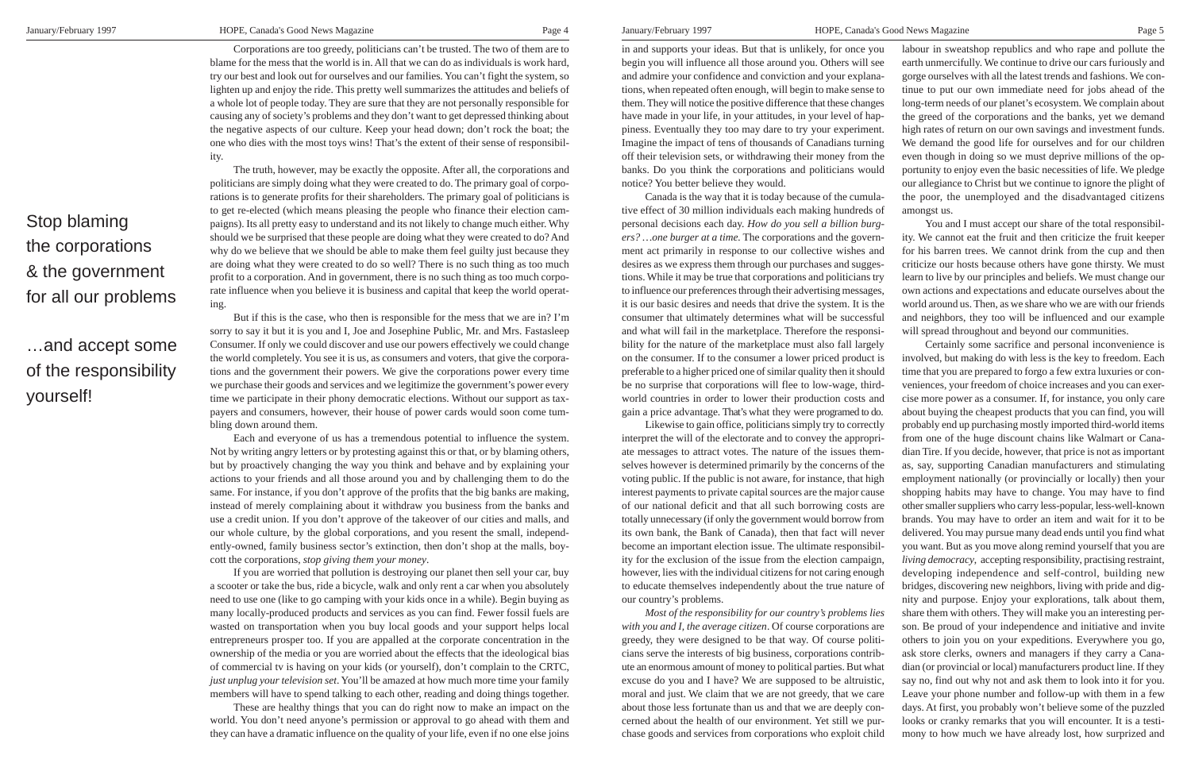# Stop blaming the corporations & the government for all our problems

## …and accept some of the responsibility yourself!

Corporations are too greedy, politicians can't be trusted. The two of them are to blame for the mess that the world is in. All that we can do as individuals is work hard, try our best and look out for ourselves and our families. You can't fight the system, so lighten up and enjoy the ride. This pretty well summarizes the attitudes and beliefs of a whole lot of people today. They are sure that they are not personally responsible for causing any of society's problems and they don't want to get depressed thinking about the negative aspects of our culture. Keep your head down; don't rock the boat; the one who dies with the most toys wins! That's the extent of their sense of responsibility.

The truth, however, may be exactly the opposite. After all, the corporations and politicians are simply doing what they were created to do. The primary goal of corporations is to generate profits for their shareholders. The primary goal of politicians is to get re-elected (which means pleasing the people who finance their election campaigns). Its all pretty easy to understand and its not likely to change much either. Why should we be surprised that these people are doing what they were created to do? And why do we believe that we should be able to make them feel guilty just because they are doing what they were created to do so well? There is no such thing as too much profit to a corporation. And in government, there is no such thing as too much corporate influence when you believe it is business and capital that keep the world operating.

But if this is the case, who then is responsible for the mess that we are in? I'm sorry to say it but it is you and I, Joe and Josephine Public, Mr. and Mrs. Fastasleep Consumer. If only we could discover and use our powers effectively we could change the world completely. You see it is us, as consumers and voters, that give the corporations and the government their powers. We give the corporations power every time we purchase their goods and services and we legitimize the government's power every time we participate in their phony democratic elections. Without our support as taxpayers and consumers, however, their house of power cards would soon come tumbling down around them.

Each and everyone of us has a tremendous potential to influence the system. Not by writing angry letters or by protesting against this or that, or by blaming others, but by proactively changing the way you think and behave and by explaining your actions to your friends and all those around you and by challenging them to do the same. For instance, if you don't approve of the profits that the big banks are making, instead of merely complaining about it withdraw you business from the banks and use a credit union. If you don't approve of the takeover of our cities and malls, and our whole culture, by the global corporations, and you resent the small, independently-owned, family business sector's extinction, then don't shop at the malls, boycott the corporations, *stop giving them your money*.

If you are worried that pollution is destroying our planet then sell your car, buy a scooter or take the bus, ride a bicycle, walk and only rent a car when you absolutely need to use one (like to go camping with your kids once in a while). Begin buying as many locally-produced products and services as you can find. Fewer fossil fuels are wasted on transportation when you buy local goods and your support helps local entrepreneurs prosper too. If you are appalled at the corporate concentration in the ownership of the media or you are worried about the effects that the ideological bias of commercial tv is having on your kids (or yourself), don't complain to the CRTC, *just unplug your television set*. You'll be amazed at how much more time your family members will have to spend talking to each other, reading and doing things together.

These are healthy things that you can do right now to make an impact on the world. You don't need anyone's permission or approval to go ahead with them and they can have a dramatic influence on the quality of your life, even if no one else joins in and supports your ideas. But that is unlikely, for once you begin you will influence all those around you. Others will see and admire your confidence and conviction and your explanations, when repeated often enough, will begin to make sense to them. They will notice the positive difference that these changes have made in your life, in your attitudes, in your level of happiness. Eventually they too may dare to try your experiment. Imagine the impact of tens of thousands of Canadians turning off their television sets, or withdrawing their money from the banks. Do you think the corporations and politicians would notice? You better believe they would.

Canada is the way that it is today because of the cumulative effect of 30 million individuals each making hundreds of personal decisions each day. *How do you sell a billion burgers? …one burger at a time.* The corporations and the government act primarily in response to our collective wishes and desires as we express them through our purchases and suggestions. While it may be true that corporations and politicians try to influence our preferences through their advertising messages, it is our basic desires and needs that drive the system. It is the consumer that ultimately determines what will be successful and what will fail in the marketplace. Therefore the responsibility for the nature of the marketplace must also fall largely on the consumer. If to the consumer a lower priced product is preferable to a higher priced one of similar quality then it should be no surprise that corporations will flee to low-wage, third-world countries in order to lower their production costs and gain a price advantage. That's what they were programed to do.

Likewise to gain office, politicians simply try to correctly interpret the will of the electorate and to convey the appropriate messages to attract votes. The nature of the issues themselves however is determined primarily by the concerns of the voting public. If the public is not aware, for instance, that high interest payments to private capital sources are the major cause of our national deficit and that all such borrowing costs are totally unnecessary (if only the government would borrow from its own bank, the Bank of Canada), then that fact will never become an important election issue. The ultimate responsibility for the exclusion of the issue from the election campaign, however, lies with the individual citizens for not caring enough to educate themselves independently about the true nature of our country's problems.

*Most of the responsibility for our country's problems lies with you and I, the average citizen*. Of course corporations are greedy, they were designed to be that way. Of course politicians serve the interests of big business, corporations contribute an enormous amount of money to political parties. But what excuse do you and I have? We are supposed to be altruistic, moral and just. We claim that we are not greedy, that we care about those less fortunate than us and that we are deeply concerned about the health of our environment. Yet still we purchase goods and services from corporations who exploit child labour in sweatshop republics and who rape and pollute the earth unmercifully. We continue to drive our cars furiously and gorge ourselves with all the latest trends and fashions. We continue to put our own immediate need for jobs ahead of the long-term needs of our planet's ecosystem. We complain about the greed of the corporations and the banks, yet we demand high rates of return on our own savings and investment funds. We demand the good life for ourselves and for our children even though in doing so we must deprive millions of the opportunity to enjoy even the basic necessities of life. We pledge our allegiance to Christ but we continue to ignore the plight of the poor, the unemployed and the disadvantaged citizens amongst us.

You and I must accept our share of the total responsibility. We cannot eat the fruit and then criticize the fruit keeper for his barren trees. We cannot drink from the cup and then criticize our hosts because others have gone thirsty. We must learn to live by our principles and beliefs. We must change our own actions and expectations and educate ourselves about the world around us. Then, as we share who we are with our friends and neighbors, they too will be influenced and our example will spread throughout and beyond our communities.

Certainly some sacrifice and personal inconvenience is involved, but making do with less is the key to freedom. Each time that you are prepared to forgo a few extra luxuries or conveniences, your freedom of choice increases and you can exercise more power as a consumer. If, for instance, you only care about buying the cheapest products that you can find, you will probably end up purchasing mostly imported third-world items from one of the huge discount chains like Walmart or Canadian Tire. If you decide, however, that price is not as important as, say, supporting Canadian manufacturers and stimulating employment nationally (or provincially or locally) then your shopping habits may have to change. You may have to find other smaller suppliers who carry less-popular, less-well-known brands. You may have to order an item and wait for it to be delivered. You may pursue many dead ends until you find what you want. But as you move along remind yourself that you are *living democracy*, accepting responsibility, practising restraint, developing independence and self-control, building new bridges, discovering new neighbors, living with pride and dignity and purpose. Enjoy your explorations, talk about them, share them with others. They will make you an interesting person. Be proud of your independence and initiative and invite others to join you on your expeditions. Everywhere you go, ask store clerks, owners and managers if they carry a Canadian (or provincial or local) manufacturers product line. If they say no, find out why not and ask them to look into it for you. Leave your phone number and follow-up with them in a few days. At first, you probably won't believe some of the puzzled looks or cranky remarks that you will encounter. It is a testimony to how much we have already lost, how surprized and